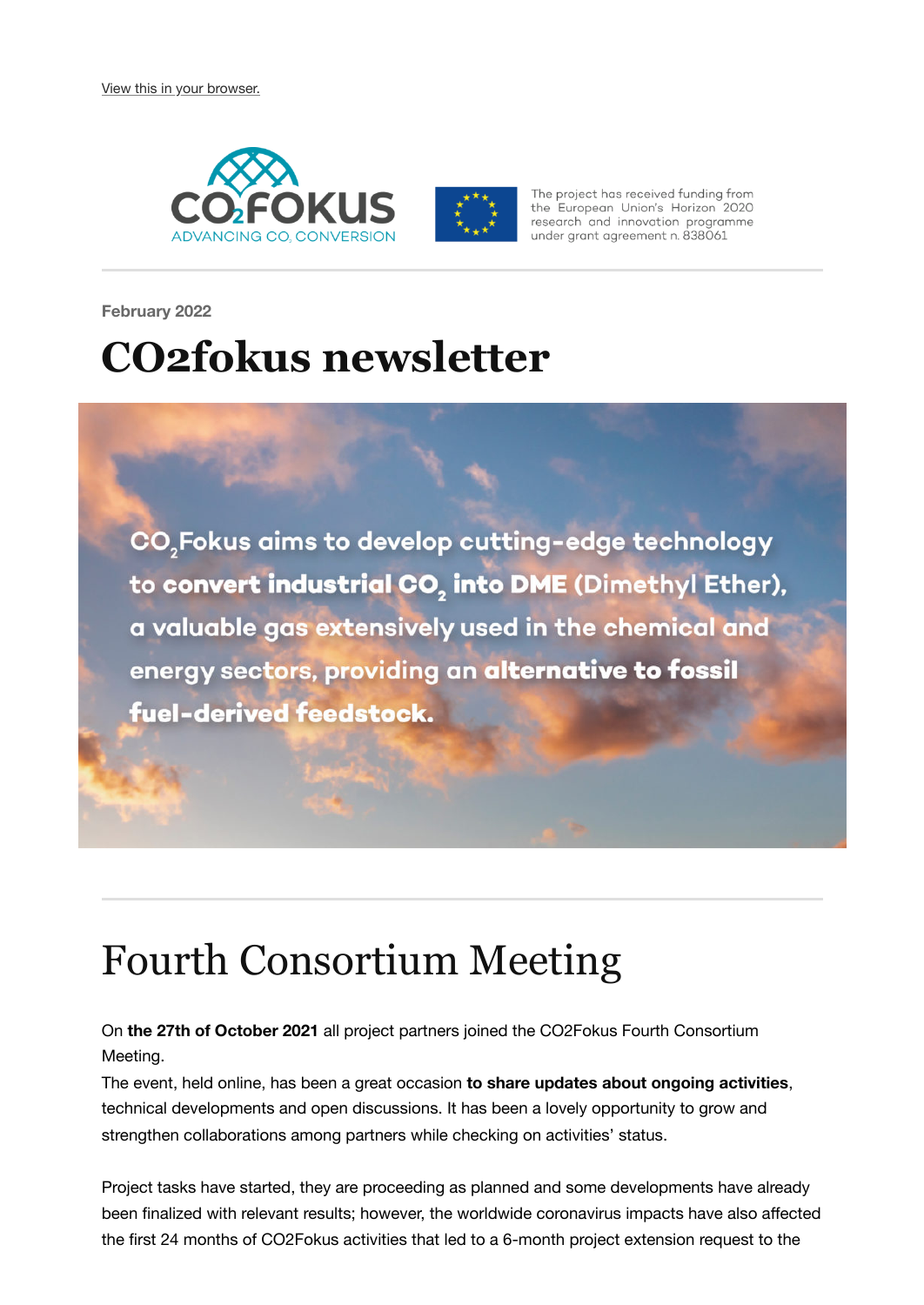View this in your browser.

CO2FOKUS ADVANCING $CO_2$ CONVERSION

The project has received funding from the European Union's Horizon 2020 research and innovation programme under grant agreement n. 838061

February 2022

# CO2fokus newsletter

$CO_2$Fokus aims to develop cutting-edge technology to **convert industrial $CO_2$ into DME** (Dimethyl Ether), a valuable gas extensively used in the chemical and energy sectors, providing an **alternative to fossil fuel-derived feedstock.**

## Fourth Consortium Meeting

On **the 27th of October 2021** all project partners joined the CO2Fokus Fourth Consortium Meeting.
The event, held online, has been a great occasion **to share updates about ongoing activities**, technical developments and open discussions. It has been a lovely opportunity to grow and strengthen collaborations among partners while checking on activities' status.

Project tasks have started, they are proceeding as planned and some developments have already been finalized with relevant results; however, the worldwide coronavirus impacts have also affected the first 24 months of CO2Fokus activities that led to a 6-month project extension request to the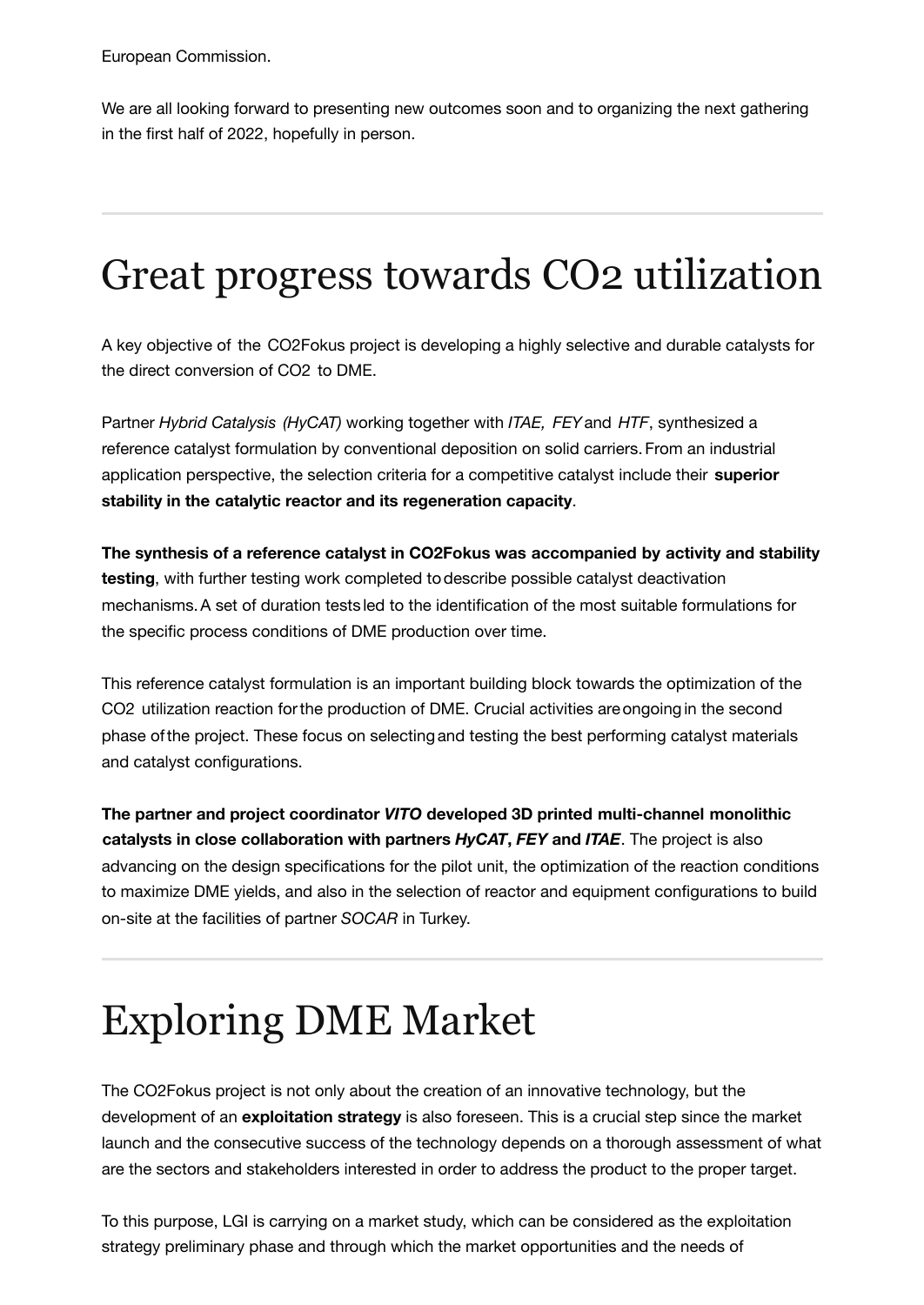European Commission.

We are all looking forward to presenting new outcomes soon and to organizing the next gathering in the first half of 2022, hopefully in person.

---

# Great progress towards CO2 utilization

A key objective of the CO2Fokus project is developing a highly selective and durable catalysts for the direct conversion of CO2 to DME.

Partner *Hybrid Catalysis (HyCAT)* working together with *ITAE, FEY* and *HTF*, synthesized a reference catalyst formulation by conventional deposition on solid carriers. From an industrial application perspective, the selection criteria for a competitive catalyst include their **superior stability in the catalytic reactor and its regeneration capacity**.

**The synthesis of a reference catalyst in CO2Fokus was accompanied by activity and stability testing**, with further testing work completed to describe possible catalyst deactivation mechanisms. A set of duration tests led to the identification of the most suitable formulations for the specific process conditions of DME production over time.

This reference catalyst formulation is an important building block towards the optimization of the CO2 utilization reaction for the production of DME. Crucial activities are ongoing in the second phase of the project. These focus on selecting and testing the best performing catalyst materials and catalyst configurations.

**The partner and project coordinator *VITO* developed 3D printed multi-channel monolithic catalysts in close collaboration with partners *HyCAT*, *FEY* and *ITAE***. The project is also advancing on the design specifications for the pilot unit, the optimization of the reaction conditions to maximize DME yields, and also in the selection of reactor and equipment configurations to build on-site at the facilities of partner *SOCAR* in Turkey.

---

# Exploring DME Market

The CO2Fokus project is not only about the creation of an innovative technology, but the development of an **exploitation strategy** is also foreseen. This is a crucial step since the market launch and the consecutive success of the technology depends on a thorough assessment of what are the sectors and stakeholders interested in order to address the product to the proper target.

To this purpose, LGI is carrying on a market study, which can be considered as the exploitation strategy preliminary phase and through which the market opportunities and the needs of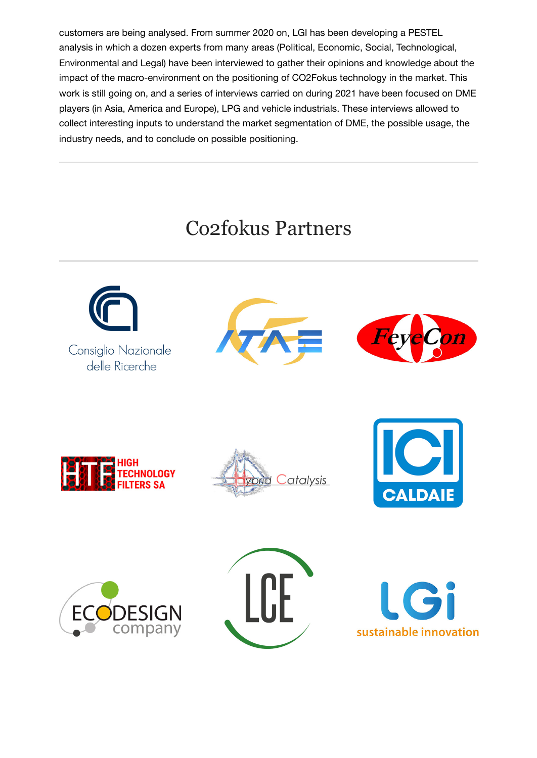customers are being analysed. From summer 2020 on, LGI has been developing a PESTEL analysis in which a dozen experts from many areas (Political, Economic, Social, Technological, Environmental and Legal) have been interviewed to gather their opinions and knowledge about the impact of the macro-environment on the positioning of CO2Fokus technology in the market. This work is still going on, and a series of interviews carried on during 2021 have been focused on DME players (in Asia, America and Europe), LPG and vehicle industrials. These interviews allowed to collect interesting inputs to understand the market segmentation of DME, the possible usage, the industry needs, and to conclude on possible positioning.

---

## Co2fokus Partners

---

Consiglio Nazionale delle Ricerche

ITAE

FeyeCon

HTF HIGH TECHNOLOGY FILTERS SA

Hybrid Catalysis

ICI CALDAIE

ECODESIGN company

LCE

LGi sustainable innovation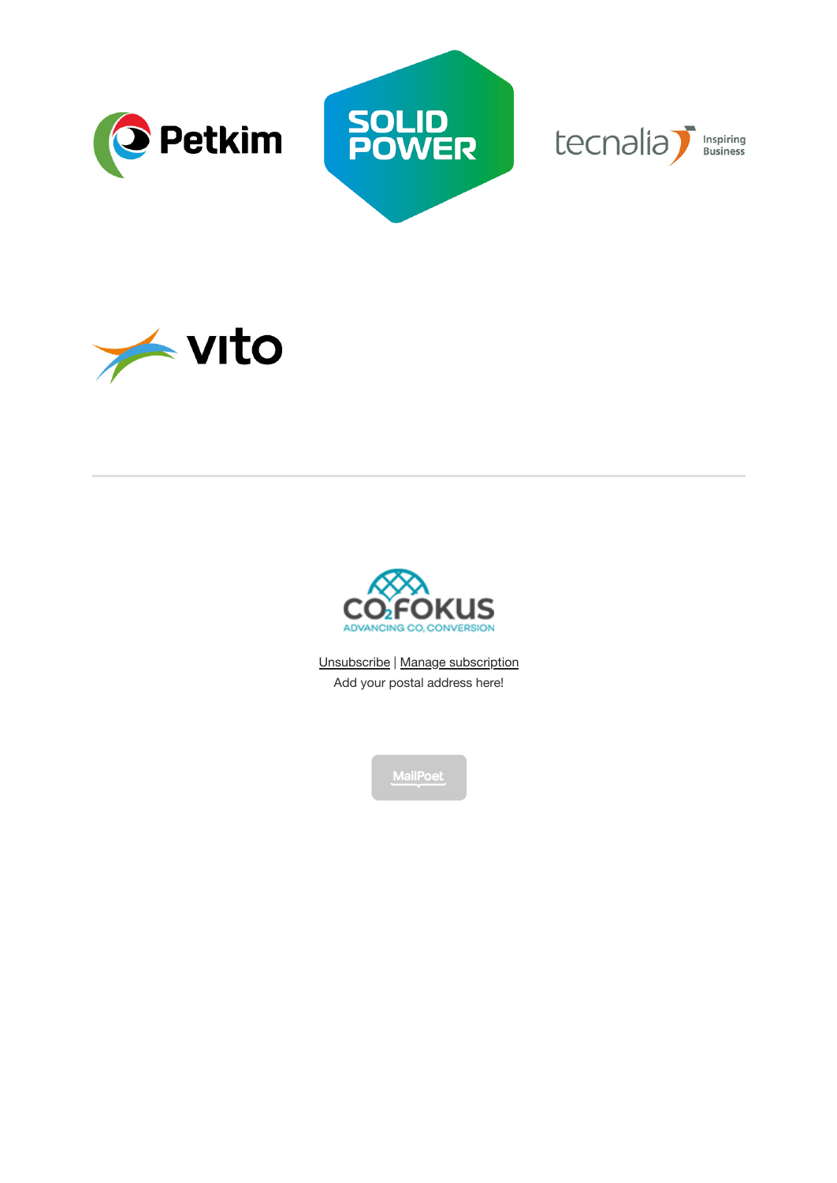Petkim

SOLID POWER

tecnalia Inspiring Business

vito

---

$CO_2$FOKUS

ADVANCING $CO_2$ CONVERSION

Unsubscribe | Manage subscription

Add your postal address here!

MailPoet